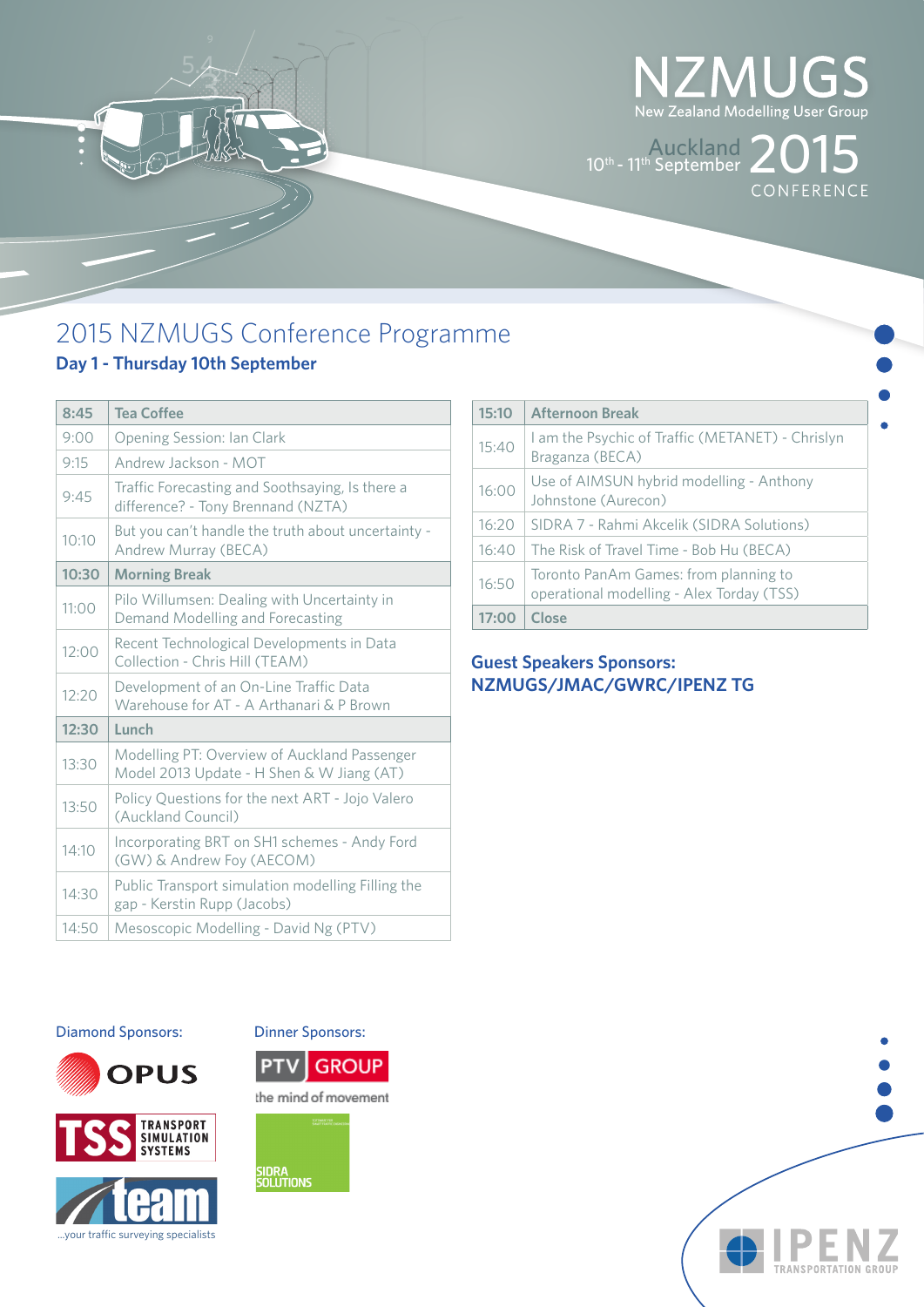# NZMUGS

New Zealand Modelling User Group

10th - 11th September Auckland 2015 CONFERENCE

## 2015 NZMUGS Conference Programme

### Day 1 - Thursday 10th September

| Time | Session |
|---|---|
| **8:45** | **Tea Coffee** |
| 9:00 | Opening Session: Ian Clark |
| 9:15 | Andrew Jackson - MOT |
| 9:45 | Traffic Forecasting and Soothsaying, Is there a difference? - Tony Brennand (NZTA) |
| 10:10 | But you can't handle the truth about uncertainty - Andrew Murray (BECA) |
| **10:30** | **Morning Break** |
| 11:00 | Pilo Willumsen: Dealing with Uncertainty in Demand Modelling and Forecasting |
| 12:00 | Recent Technological Developments in Data Collection - Chris Hill (TEAM) |
| 12:20 | Development of an On-Line Traffic Data Warehouse for AT - A Arthanari & P Brown |
| **12:30** | **Lunch** |
| 13:30 | Modelling PT: Overview of Auckland Passenger Model 2013 Update - H Shen & W Jiang (AT) |
| 13:50 | Policy Questions for the next ART - Jojo Valero (Auckland Council) |
| 14:10 | Incorporating BRT on SH1 schemes - Andy Ford (GW) & Andrew Foy (AECOM) |
| 14:30 | Public Transport simulation modelling Filling the gap - Kerstin Rupp (Jacobs) |
| 14:50 | Mesoscopic Modelling - David Ng (PTV) |
| **15:10** | **Afternoon Break** |
| 15:40 | I am the Psychic of Traffic (METANET) - Chrislyn Braganza (BECA) |
| 16:00 | Use of AIMSUN hybrid modelling - Anthony Johnstone (Aurecon) |
| 16:20 | SIDRA 7 - Rahmi Akcelik (SIDRA Solutions) |
| 16:40 | The Risk of Travel Time - Bob Hu (BECA) |
| 16:50 | Toronto PanAm Games: from planning to operational modelling - Alex Torday (TSS) |
| **17:00** | **Close** |

**Guest Speakers Sponsors: NZMUGS/JMAC/GWRC/IPENZ TG**

Diamond Sponsors:

OPUS

TSS TRANSPORT SIMULATION SYSTEMS

team ...your traffic surveying specialists

Dinner Sponsors:

PTV GROUP the mind of movement

SIDRA SOLUTIONS

IPENZ TRANSPORTATION GROUP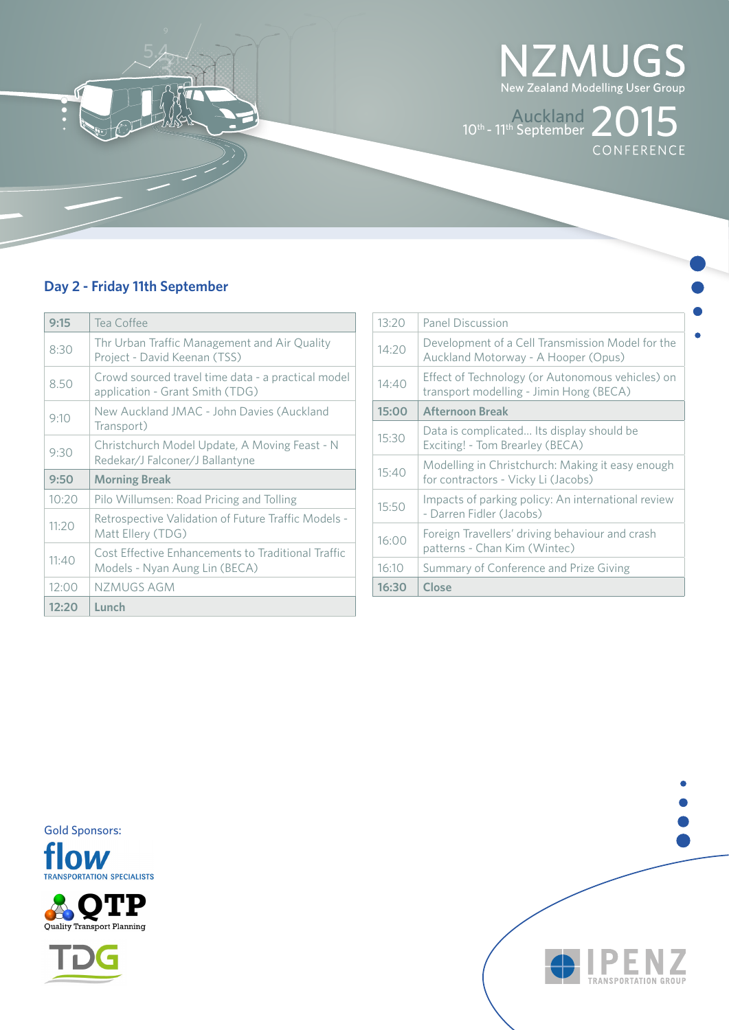# NZMUGS

New Zealand Modelling User Group

10th - 11th September Auckland 2015 CONFERENCE

## Day 2 - Friday 11th September

| | |
|---|---|
| **9:15** | Tea Coffee |
| 8:30 | Thr Urban Traffic Management and Air Quality Project - David Keenan (TSS) |
| 8.50 | Crowd sourced travel time data - a practical model application - Grant Smith (TDG) |
| 9:10 | New Auckland JMAC - John Davies (Auckland Transport) |
| 9:30 | Christchurch Model Update, A Moving Feast - N Redekar/J Falconer/J Ballantyne |
| **9:50** | **Morning Break** |
| 10:20 | Pilo Willumsen: Road Pricing and Tolling |
| 11:20 | Retrospective Validation of Future Traffic Models - Matt Ellery (TDG) |
| 11:40 | Cost Effective Enhancements to Traditional Traffic Models - Nyan Aung Lin (BECA) |
| 12:00 | NZMUGS AGM |
| **12:20** | **Lunch** |
| 13:20 | Panel Discussion |
| 14:20 | Development of a Cell Transmission Model for the Auckland Motorway - A Hooper (Opus) |
| 14:40 | Effect of Technology (or Autonomous vehicles) on transport modelling - Jimin Hong (BECA) |
| **15:00** | **Afternoon Break** |
| 15:30 | Data is complicated… Its display should be Exciting! - Tom Brearley (BECA) |
| 15:40 | Modelling in Christchurch: Making it easy enough for contractors - Vicky Li (Jacobs) |
| 15:50 | Impacts of parking policy: An international review - Darren Fidler (Jacobs) |
| 16:00 | Foreign Travellers' driving behaviour and crash patterns - Chan Kim (Wintec) |
| 16:10 | Summary of Conference and Prize Giving |
| **16:30** | **Close** |

Gold Sponsors:

flow TRANSPORTATION SPECIALISTS

QTP Quality Transport Planning

TDG

IPENZ TRANSPORTATION GROUP